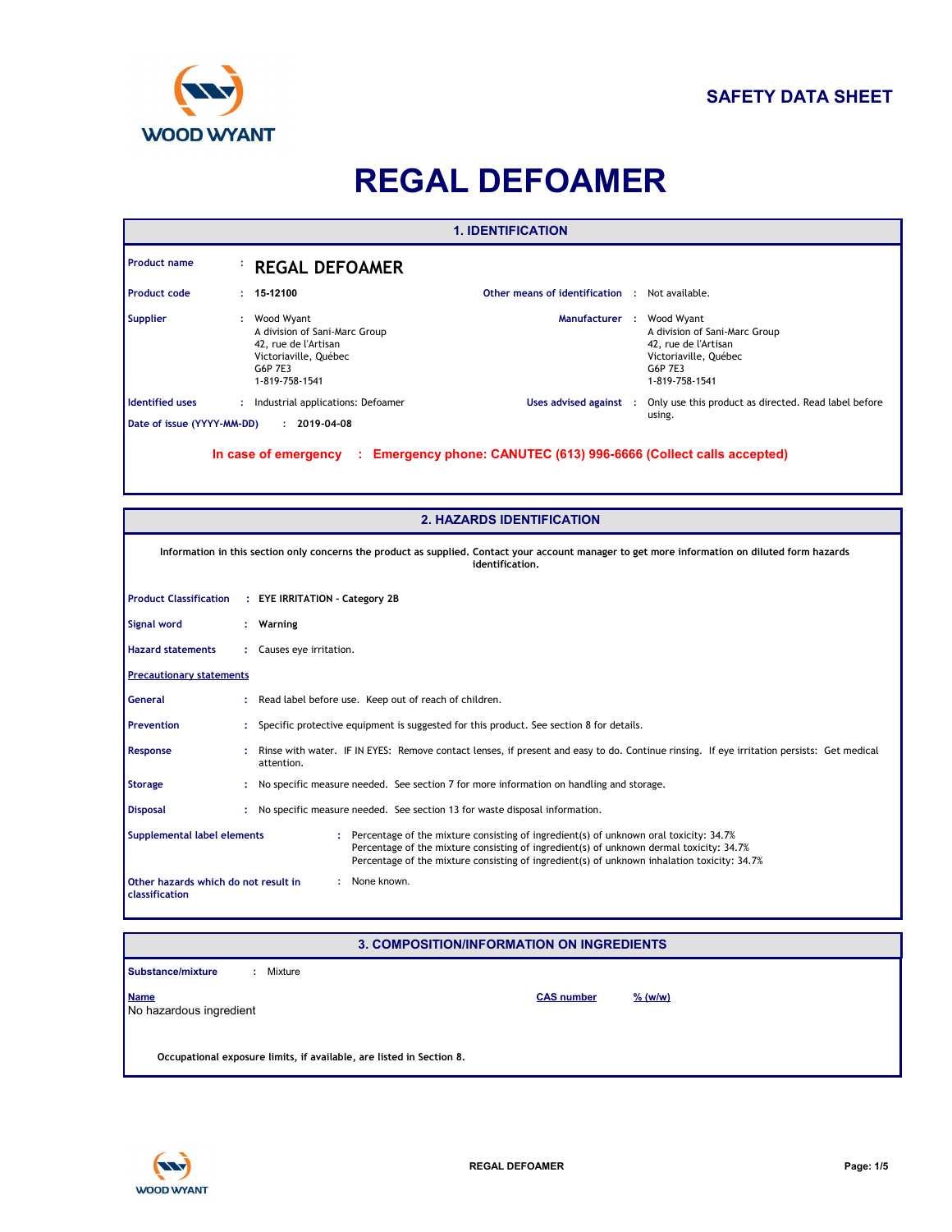WOOD WYANT

**SAFETY DATA SHEET**

# REGAL DEFOAMER

## 1. IDENTIFICATION

**Product name** : **REGAL DEFOAMER**

**Product code** : **15-12100**

**Other means of identification** : Not available.

**Supplier** : Wood Wyant
A division of Sani-Marc Group
42, rue de l'Artisan
Victoriaville, Québec
G6P 7E3
1-819-758-1541

**Manufacturer** : Wood Wyant
A division of Sani-Marc Group
42, rue de l'Artisan
Victoriaville, Québec
G6P 7E3
1-819-758-1541

**Identified uses** : Industrial applications: Defoamer

**Uses advised against** : Only use this product as directed. Read label before using.

**Date of issue (YYYY-MM-DD)** : **2019-04-08**

**In case of emergency : Emergency phone: CANUTEC (613) 996-6666 (Collect calls accepted)**

## 2. HAZARDS IDENTIFICATION

**Information in this section only concerns the product as supplied. Contact your account manager to get more information on diluted form hazards identification.**

**Product Classification** : **EYE IRRITATION - Category 2B**

**Signal word** : **Warning**

**Hazard statements** : Causes eye irritation.

**Precautionary statements**

**General** : Read label before use. Keep out of reach of children.

**Prevention** : Specific protective equipment is suggested for this product. See section 8 for details.

**Response** : Rinse with water. IF IN EYES: Remove contact lenses, if present and easy to do. Continue rinsing. If eye irritation persists: Get medical attention.

**Storage** : No specific measure needed. See section 7 for more information on handling and storage.

**Disposal** : No specific measure needed. See section 13 for waste disposal information.

**Supplemental label elements** : Percentage of the mixture consisting of ingredient(s) of unknown oral toxicity: 34.7%
Percentage of the mixture consisting of ingredient(s) of unknown dermal toxicity: 34.7%
Percentage of the mixture consisting of ingredient(s) of unknown inhalation toxicity: 34.7%

**Other hazards which do not result in classification** : None known.

## 3. COMPOSITION/INFORMATION ON INGREDIENTS

**Substance/mixture** : Mixture

| Name | CAS number | % (w/w) |
| --- | --- | --- |
| No hazardous ingredient | | |

**Occupational exposure limits, if available, are listed in Section 8.**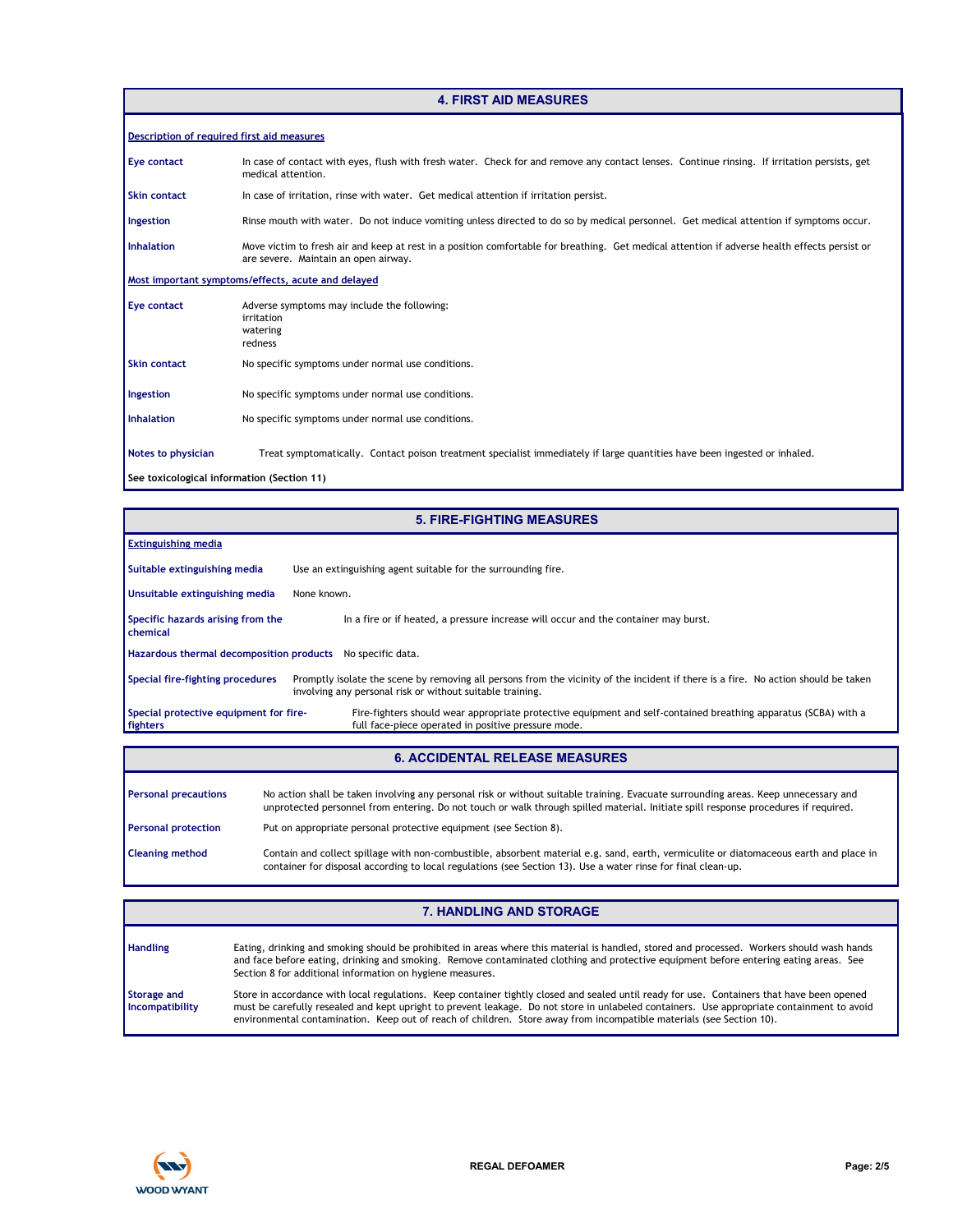## 4. FIRST AID MEASURES

### Description of required first aid measures

**Eye contact** In case of contact with eyes, flush with fresh water. Check for and remove any contact lenses. Continue rinsing. If irritation persists, get medical attention.

**Skin contact** In case of irritation, rinse with water. Get medical attention if irritation persist.

**Ingestion** Rinse mouth with water. Do not induce vomiting unless directed to do so by medical personnel. Get medical attention if symptoms occur.

**Inhalation** Move victim to fresh air and keep at rest in a position comfortable for breathing. Get medical attention if adverse health effects persist or are severe. Maintain an open airway.

### Most important symptoms/effects, acute and delayed

**Eye contact** Adverse symptoms may include the following:
irritation
watering
redness

**Skin contact** No specific symptoms under normal use conditions.

**Ingestion** No specific symptoms under normal use conditions.

**Inhalation** No specific symptoms under normal use conditions.

**Notes to physician** Treat symptomatically. Contact poison treatment specialist immediately if large quantities have been ingested or inhaled.

**See toxicological information (Section 11)**

## 5. FIRE-FIGHTING MEASURES

### Extinguishing media

**Suitable extinguishing media** Use an extinguishing agent suitable for the surrounding fire.

**Unsuitable extinguishing media** None known.

**Specific hazards arising from the chemical** In a fire or if heated, a pressure increase will occur and the container may burst.

**Hazardous thermal decomposition products** No specific data.

**Special fire-fighting procedures** Promptly isolate the scene by removing all persons from the vicinity of the incident if there is a fire. No action should be taken involving any personal risk or without suitable training.

**Special protective equipment for fire-fighters** Fire-fighters should wear appropriate protective equipment and self-contained breathing apparatus (SCBA) with a full face-piece operated in positive pressure mode.

## 6. ACCIDENTAL RELEASE MEASURES

**Personal precautions** No action shall be taken involving any personal risk or without suitable training. Evacuate surrounding areas. Keep unnecessary and unprotected personnel from entering. Do not touch or walk through spilled material. Initiate spill response procedures if required.

**Personal protection** Put on appropriate personal protective equipment (see Section 8).

**Cleaning method** Contain and collect spillage with non-combustible, absorbent material e.g. sand, earth, vermiculite or diatomaceous earth and place in container for disposal according to local regulations (see Section 13). Use a water rinse for final clean-up.

## 7. HANDLING AND STORAGE

**Handling** Eating, drinking and smoking should be prohibited in areas where this material is handled, stored and processed. Workers should wash hands and face before eating, drinking and smoking. Remove contaminated clothing and protective equipment before entering eating areas. See Section 8 for additional information on hygiene measures.

**Storage and Incompatibility** Store in accordance with local regulations. Keep container tightly closed and sealed until ready for use. Containers that have been opened must be carefully resealed and kept upright to prevent leakage. Do not store in unlabeled containers. Use appropriate containment to avoid environmental contamination. Keep out of reach of children. Store away from incompatible materials (see Section 10).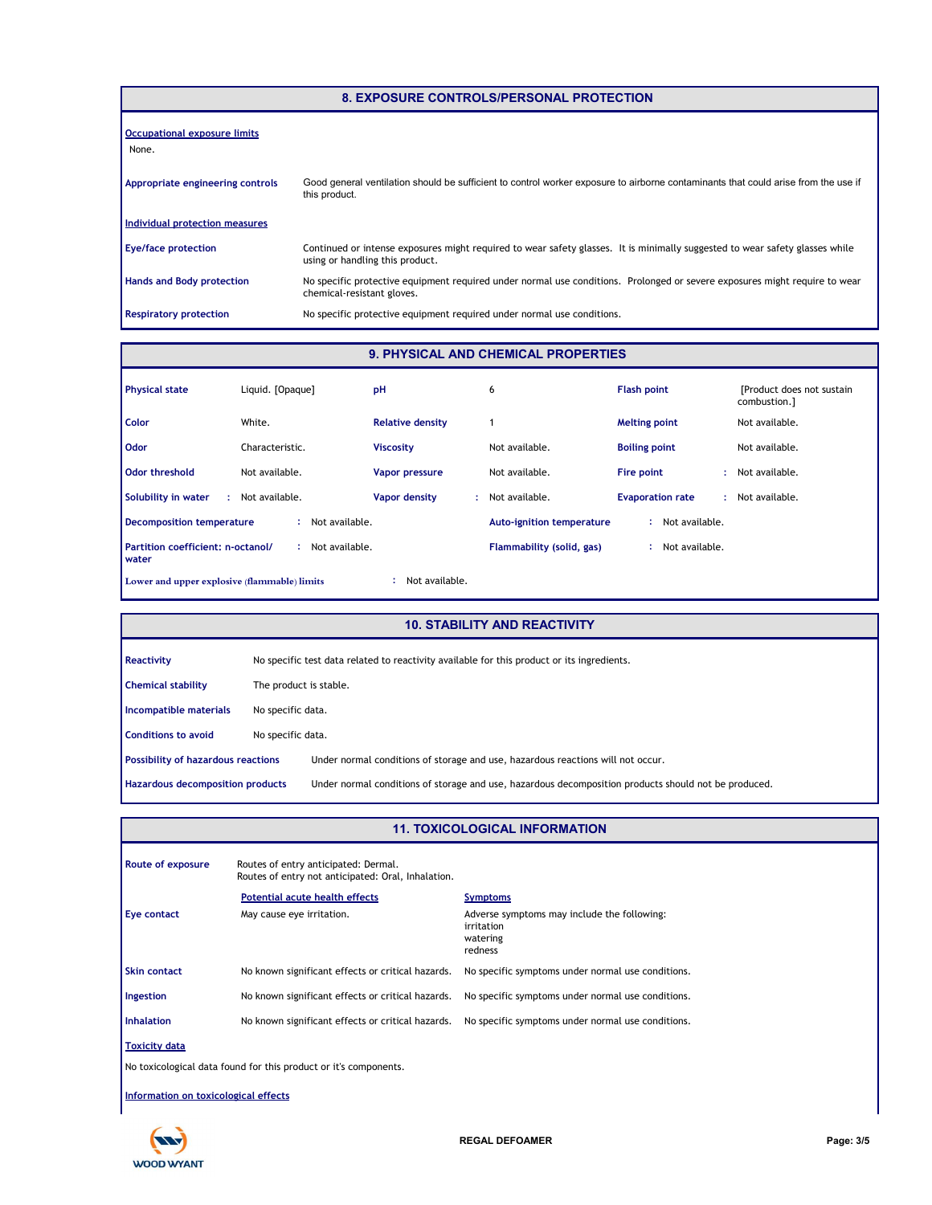## 8. EXPOSURE CONTROLS/PERSONAL PROTECTION

**Occupational exposure limits**

None.

**Appropriate engineering controls** Good general ventilation should be sufficient to control worker exposure to airborne contaminants that could arise from the use if this product.

**Individual protection measures**

**Eye/face protection** Continued or intense exposures might required to wear safety glasses. It is minimally suggested to wear safety glasses while using or handling this product.

**Hands and Body protection** No specific protective equipment required under normal use conditions. Prolonged or severe exposures might require to wear chemical-resistant gloves.

**Respiratory protection** No specific protective equipment required under normal use conditions.

## 9. PHYSICAL AND CHEMICAL PROPERTIES

| | | | | | |
|---|---|---|---|---|---|
| **Physical state** | Liquid. [Opaque] | **pH** | 6 | **Flash point** | [Product does not sustain combustion.] |
| **Color** | White. | **Relative density** | 1 | **Melting point** | Not available. |
| **Odor** | Characteristic. | **Viscosity** | Not available. | **Boiling point** | Not available. |
| **Odor threshold** | Not available. | **Vapor pressure** | Not available. | **Fire point** | : Not available. |
| **Solubility in water** | : Not available. | **Vapor density** | : Not available. | **Evaporation rate** | : Not available. |

**Decomposition temperature** : Not available.

**Auto-ignition temperature** : Not available.

**Partition coefficient: n-octanol/ water** : Not available.

**Flammability (solid, gas)** : Not available.

**Lower and upper explosive (flammable) limits** : Not available.

## 10. STABILITY AND REACTIVITY

**Reactivity** No specific test data related to reactivity available for this product or its ingredients.

**Chemical stability** The product is stable.

**Incompatible materials** No specific data.

**Conditions to avoid** No specific data.

**Possibility of hazardous reactions** Under normal conditions of storage and use, hazardous reactions will not occur.

**Hazardous decomposition products** Under normal conditions of storage and use, hazardous decomposition products should not be produced.

## 11. TOXICOLOGICAL INFORMATION

**Route of exposure** Routes of entry anticipated: Dermal.
Routes of entry not anticipated: Oral, Inhalation.

| | Potential acute health effects | Symptoms |
|---|---|---|
| **Eye contact** | May cause eye irritation. | Adverse symptoms may include the following: irritation watering redness |
| **Skin contact** | No known significant effects or critical hazards. | No specific symptoms under normal use conditions. |
| **Ingestion** | No known significant effects or critical hazards. | No specific symptoms under normal use conditions. |
| **Inhalation** | No known significant effects or critical hazards. | No specific symptoms under normal use conditions. |

**Toxicity data**

No toxicological data found for this product or it's components.

**Information on toxicological effects**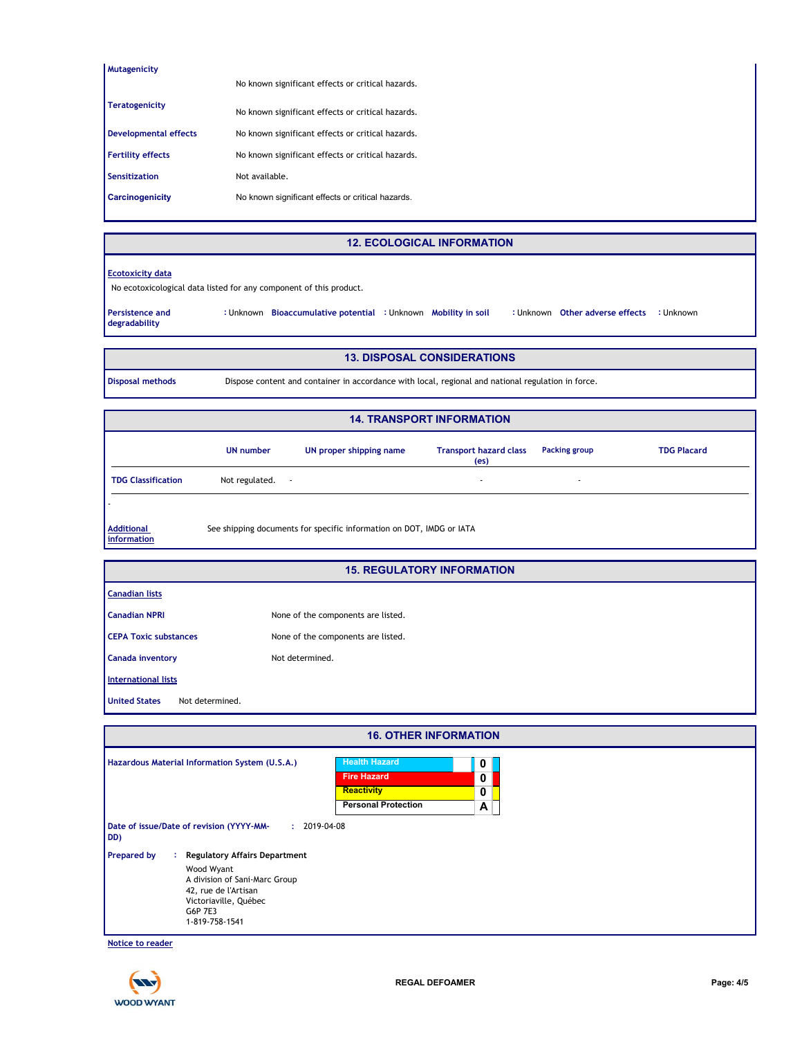**Mutagenicity** No known significant effects or critical hazards.

**Teratogenicity** No known significant effects or critical hazards.

**Developmental effects** No known significant effects or critical hazards.

**Fertility effects** No known significant effects or critical hazards.

**Sensitization** Not available.

**Carcinogenicity** No known significant effects or critical hazards.

## 12. ECOLOGICAL INFORMATION

**Ecotoxicity data**

No ecotoxicological data listed for any component of this product.

**Persistence and degradability** : Unknown **Bioaccumulative potential** : Unknown **Mobility in soil** : Unknown **Other adverse effects** : Unknown

## 13. DISPOSAL CONSIDERATIONS

**Disposal methods** Dispose content and container in accordance with local, regional and national regulation in force.

## 14. TRANSPORT INFORMATION

| | UN number | UN proper shipping name | Transport hazard class (es) | Packing group | TDG Placard |
|---|---|---|---|---|---|
| **TDG Classification** | Not regulated. | - | - | - | |

-

**Additional information** See shipping documents for specific information on DOT, IMDG or IATA

## 15. REGULATORY INFORMATION

**Canadian lists**

**Canadian NPRI** None of the components are listed.

**CEPA Toxic substances** None of the components are listed.

**Canada inventory** Not determined.

**International lists**

**United States** Not determined.

## 16. OTHER INFORMATION

**Hazardous Material Information System (U.S.A.)**

| | |
|---|---|
| Health Hazard | 0 |
| Fire Hazard | 0 |
| Reactivity | 0 |
| Personal Protection | A |

**Date of issue/Date of revision (YYYY-MM-DD)** : 2019-04-08

**Prepared by** : **Regulatory Affairs Department**

Wood Wyant
A division of Sani-Marc Group
42, rue de l'Artisan
Victoriaville, Québec
G6P 7E3
1-819-758-1541

**Notice to reader**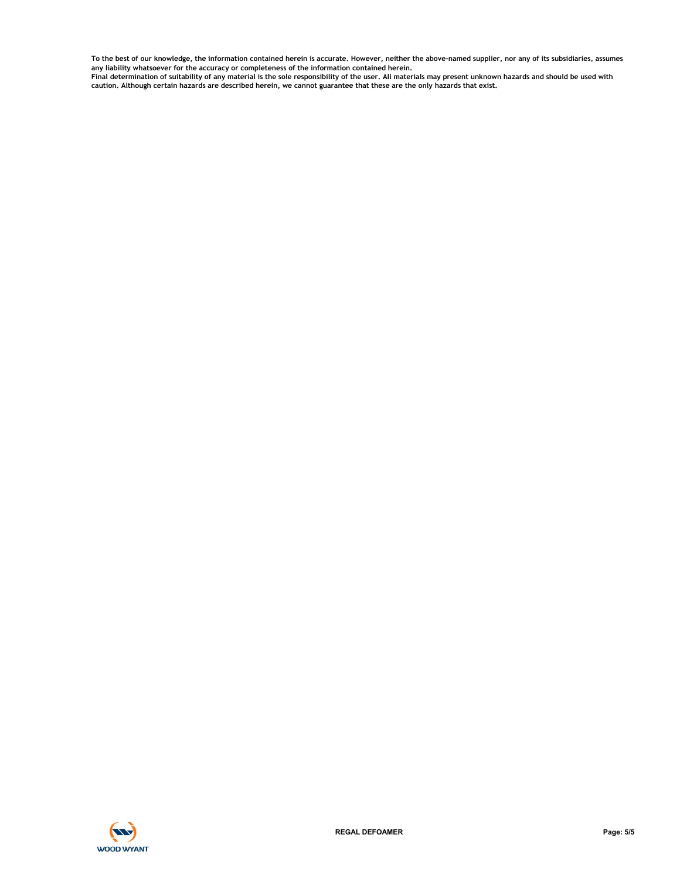**To the best of our knowledge, the information contained herein is accurate. However, neither the above-named supplier, nor any of its subsidiaries, assumes any liability whatsoever for the accuracy or completeness of the information contained herein.**
**Final determination of suitability of any material is the sole responsibility of the user. All materials may present unknown hazards and should be used with caution. Although certain hazards are described herein, we cannot guarantee that these are the only hazards that exist.**